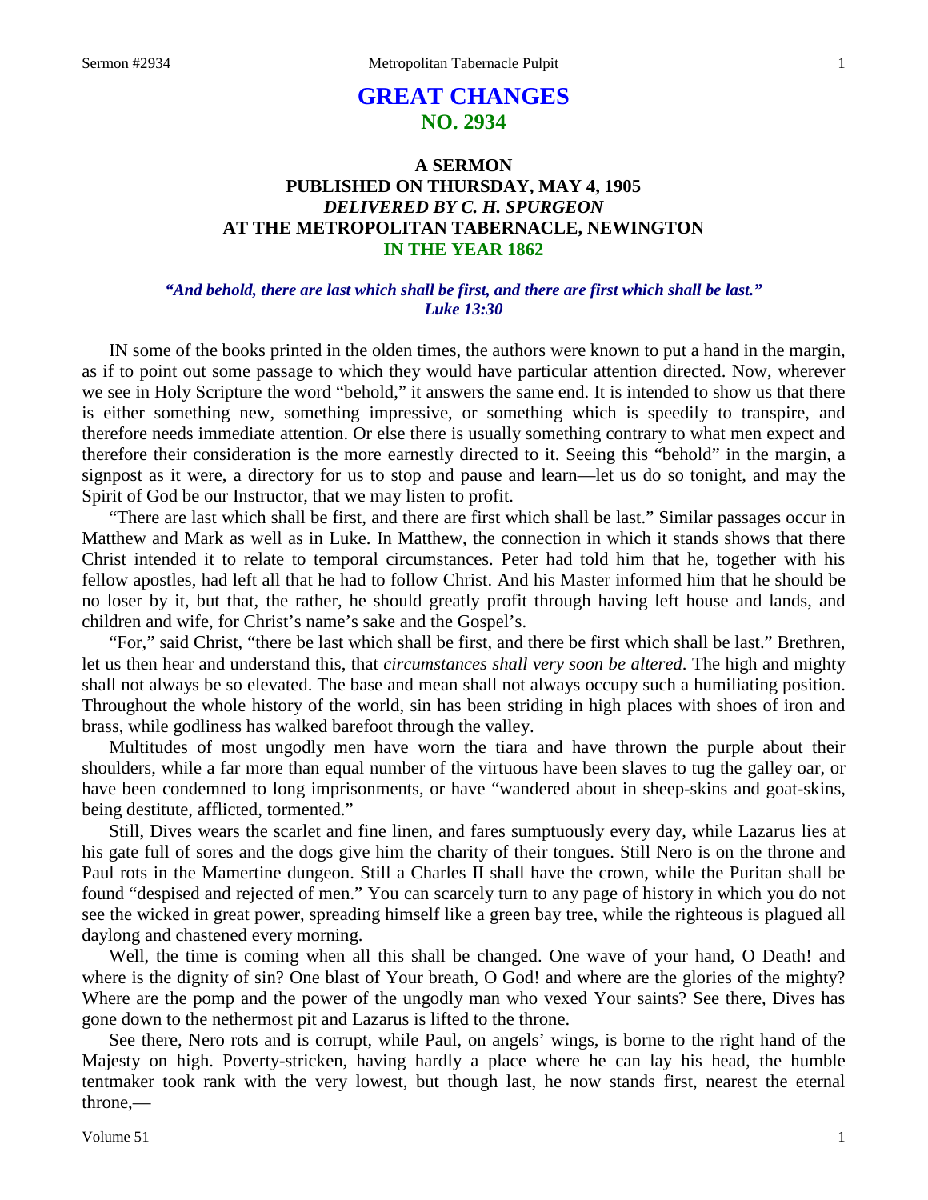# GREAT CHANGES
## NO. 2934

### A SERMON
### PUBLISHED ON THURSDAY, MAY 4, 1905
### *DELIVERED BY C. H. SPURGEON*
### AT THE METROPOLITAN TABERNACLE, NEWINGTON
### IN THE YEAR 1862

***"And behold, there are last which shall be first, and there are first which shall be last." Luke 13:30***

IN some of the books printed in the olden times, the authors were known to put a hand in the margin, as if to point out some passage to which they would have particular attention directed. Now, wherever we see in Holy Scripture the word "behold," it answers the same end. It is intended to show us that there is either something new, something impressive, or something which is speedily to transpire, and therefore needs immediate attention. Or else there is usually something contrary to what men expect and therefore their consideration is the more earnestly directed to it. Seeing this "behold" in the margin, a signpost as it were, a directory for us to stop and pause and learn—let us do so tonight, and may the Spirit of God be our Instructor, that we may listen to profit.

"There are last which shall be first, and there are first which shall be last." Similar passages occur in Matthew and Mark as well as in Luke. In Matthew, the connection in which it stands shows that there Christ intended it to relate to temporal circumstances. Peter had told him that he, together with his fellow apostles, had left all that he had to follow Christ. And his Master informed him that he should be no loser by it, but that, the rather, he should greatly profit through having left house and lands, and children and wife, for Christ's name's sake and the Gospel's.

"For," said Christ, "there be last which shall be first, and there be first which shall be last." Brethren, let us then hear and understand this, that *circumstances shall very soon be altered*. The high and mighty shall not always be so elevated. The base and mean shall not always occupy such a humiliating position. Throughout the whole history of the world, sin has been striding in high places with shoes of iron and brass, while godliness has walked barefoot through the valley.

Multitudes of most ungodly men have worn the tiara and have thrown the purple about their shoulders, while a far more than equal number of the virtuous have been slaves to tug the galley oar, or have been condemned to long imprisonments, or have "wandered about in sheep-skins and goat-skins, being destitute, afflicted, tormented."

Still, Dives wears the scarlet and fine linen, and fares sumptuously every day, while Lazarus lies at his gate full of sores and the dogs give him the charity of their tongues. Still Nero is on the throne and Paul rots in the Mamertine dungeon. Still a Charles II shall have the crown, while the Puritan shall be found "despised and rejected of men." You can scarcely turn to any page of history in which you do not see the wicked in great power, spreading himself like a green bay tree, while the righteous is plagued all daylong and chastened every morning.

Well, the time is coming when all this shall be changed. One wave of your hand, O Death! and where is the dignity of sin? One blast of Your breath, O God! and where are the glories of the mighty? Where are the pomp and the power of the ungodly man who vexed Your saints? See there, Dives has gone down to the nethermost pit and Lazarus is lifted to the throne.

See there, Nero rots and is corrupt, while Paul, on angels' wings, is borne to the right hand of the Majesty on high. Poverty-stricken, having hardly a place where he can lay his head, the humble tentmaker took rank with the very lowest, but though last, he now stands first, nearest the eternal throne,—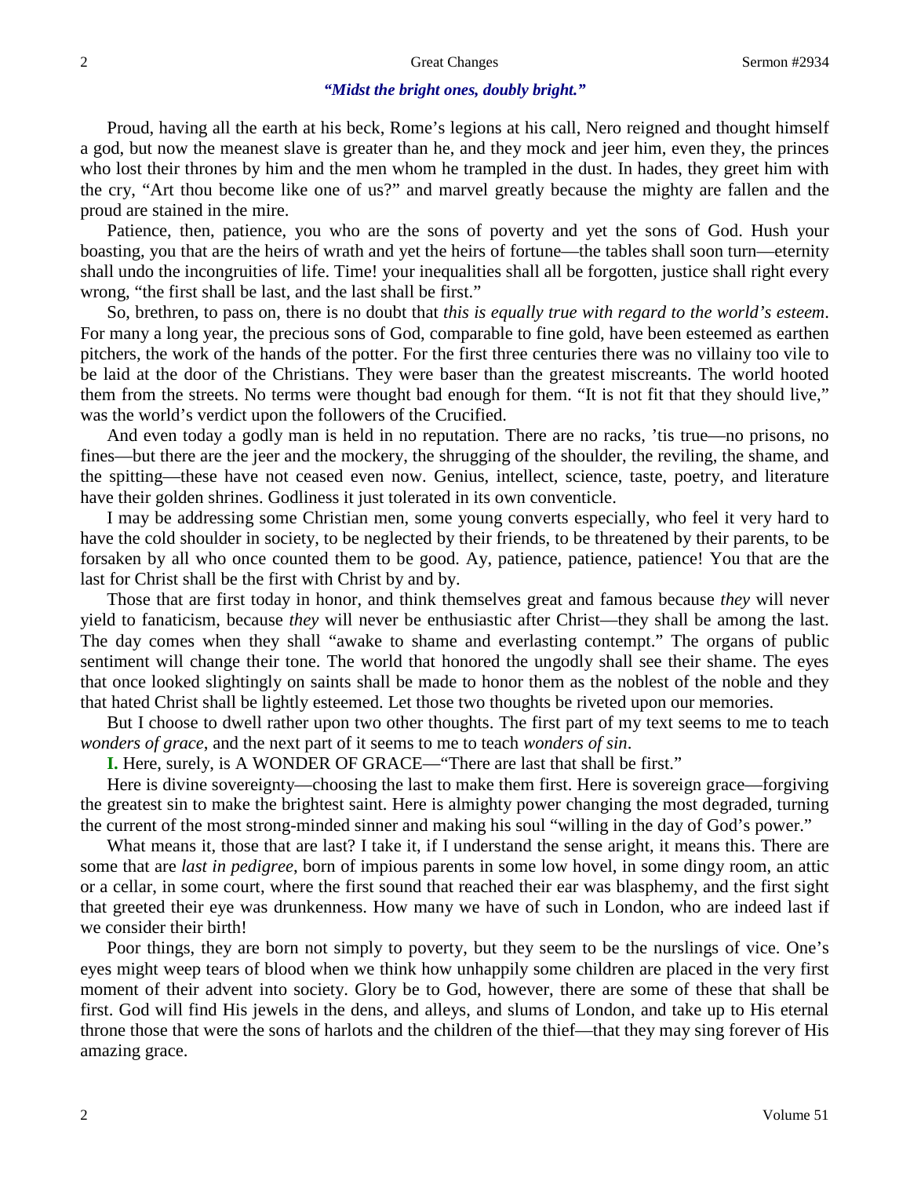*"Midst the bright ones, doubly bright."*

Proud, having all the earth at his beck, Rome's legions at his call, Nero reigned and thought himself a god, but now the meanest slave is greater than he, and they mock and jeer him, even they, the princes who lost their thrones by him and the men whom he trampled in the dust. In hades, they greet him with the cry, "Art thou become like one of us?" and marvel greatly because the mighty are fallen and the proud are stained in the mire.

Patience, then, patience, you who are the sons of poverty and yet the sons of God. Hush your boasting, you that are the heirs of wrath and yet the heirs of fortune—the tables shall soon turn—eternity shall undo the incongruities of life. Time! your inequalities shall all be forgotten, justice shall right every wrong, "the first shall be last, and the last shall be first."

So, brethren, to pass on, there is no doubt that *this is equally true with regard to the world's esteem*. For many a long year, the precious sons of God, comparable to fine gold, have been esteemed as earthen pitchers, the work of the hands of the potter. For the first three centuries there was no villainy too vile to be laid at the door of the Christians. They were baser than the greatest miscreants. The world hooted them from the streets. No terms were thought bad enough for them. "It is not fit that they should live," was the world's verdict upon the followers of the Crucified.

And even today a godly man is held in no reputation. There are no racks, 'tis true—no prisons, no fines—but there are the jeer and the mockery, the shrugging of the shoulder, the reviling, the shame, and the spitting—these have not ceased even now. Genius, intellect, science, taste, poetry, and literature have their golden shrines. Godliness it just tolerated in its own conventicle.

I may be addressing some Christian men, some young converts especially, who feel it very hard to have the cold shoulder in society, to be neglected by their friends, to be threatened by their parents, to be forsaken by all who once counted them to be good. Ay, patience, patience, patience! You that are the last for Christ shall be the first with Christ by and by.

Those that are first today in honor, and think themselves great and famous because *they* will never yield to fanaticism, because *they* will never be enthusiastic after Christ—they shall be among the last. The day comes when they shall "awake to shame and everlasting contempt." The organs of public sentiment will change their tone. The world that honored the ungodly shall see their shame. The eyes that once looked slightingly on saints shall be made to honor them as the noblest of the noble and they that hated Christ shall be lightly esteemed. Let those two thoughts be riveted upon our memories.

But I choose to dwell rather upon two other thoughts. The first part of my text seems to me to teach *wonders of grace*, and the next part of it seems to me to teach *wonders of sin*.

**I.** Here, surely, is A WONDER OF GRACE—"There are last that shall be first."

Here is divine sovereignty—choosing the last to make them first. Here is sovereign grace—forgiving the greatest sin to make the brightest saint. Here is almighty power changing the most degraded, turning the current of the most strong-minded sinner and making his soul "willing in the day of God's power."

What means it, those that are last? I take it, if I understand the sense aright, it means this. There are some that are *last in pedigree*, born of impious parents in some low hovel, in some dingy room, an attic or a cellar, in some court, where the first sound that reached their ear was blasphemy, and the first sight that greeted their eye was drunkenness. How many we have of such in London, who are indeed last if we consider their birth!

Poor things, they are born not simply to poverty, but they seem to be the nurslings of vice. One's eyes might weep tears of blood when we think how unhappily some children are placed in the very first moment of their advent into society. Glory be to God, however, there are some of these that shall be first. God will find His jewels in the dens, and alleys, and slums of London, and take up to His eternal throne those that were the sons of harlots and the children of the thief—that they may sing forever of His amazing grace.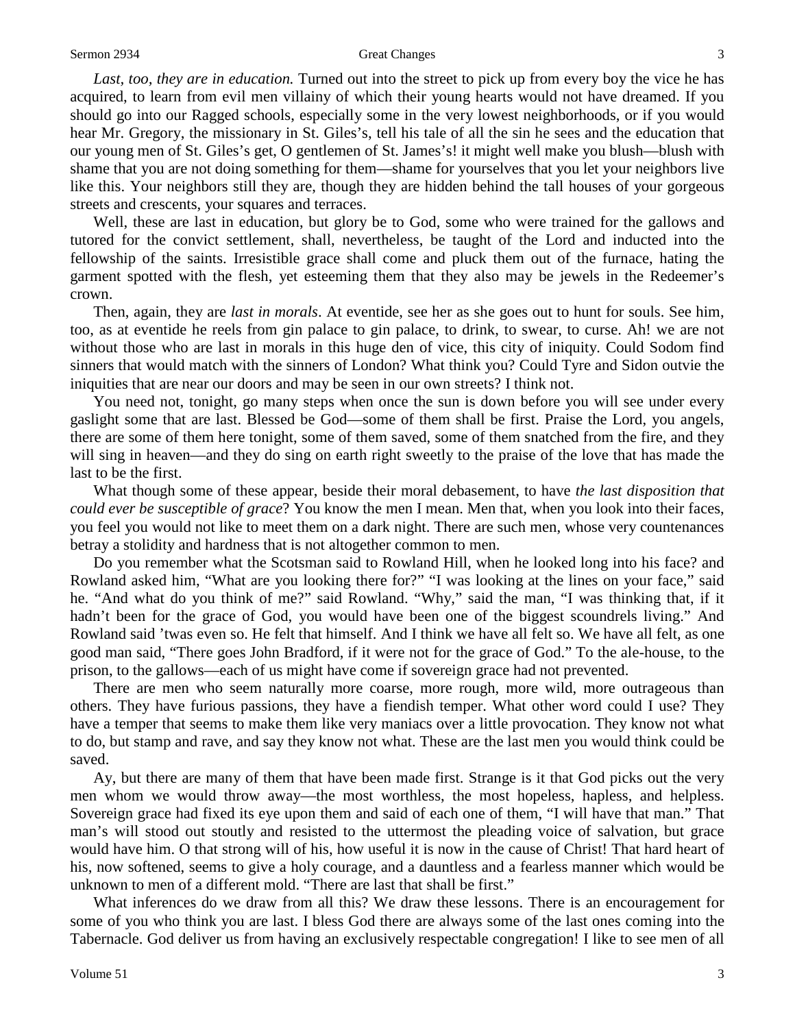*Last, too, they are in education.* Turned out into the street to pick up from every boy the vice he has acquired, to learn from evil men villainy of which their young hearts would not have dreamed. If you should go into our Ragged schools, especially some in the very lowest neighborhoods, or if you would hear Mr. Gregory, the missionary in St. Giles's, tell his tale of all the sin he sees and the education that our young men of St. Giles's get, O gentlemen of St. James's! it might well make you blush—blush with shame that you are not doing something for them—shame for yourselves that you let your neighbors live like this. Your neighbors still they are, though they are hidden behind the tall houses of your gorgeous streets and crescents, your squares and terraces.

Well, these are last in education, but glory be to God, some who were trained for the gallows and tutored for the convict settlement, shall, nevertheless, be taught of the Lord and inducted into the fellowship of the saints. Irresistible grace shall come and pluck them out of the furnace, hating the garment spotted with the flesh, yet esteeming them that they also may be jewels in the Redeemer's crown.

Then, again, they are *last in morals*. At eventide, see her as she goes out to hunt for souls. See him, too, as at eventide he reels from gin palace to gin palace, to drink, to swear, to curse. Ah! we are not without those who are last in morals in this huge den of vice, this city of iniquity. Could Sodom find sinners that would match with the sinners of London? What think you? Could Tyre and Sidon outvie the iniquities that are near our doors and may be seen in our own streets? I think not.

You need not, tonight, go many steps when once the sun is down before you will see under every gaslight some that are last. Blessed be God—some of them shall be first. Praise the Lord, you angels, there are some of them here tonight, some of them saved, some of them snatched from the fire, and they will sing in heaven—and they do sing on earth right sweetly to the praise of the love that has made the last to be the first.

What though some of these appear, beside their moral debasement, to have *the last disposition that could ever be susceptible of grace*? You know the men I mean. Men that, when you look into their faces, you feel you would not like to meet them on a dark night. There are such men, whose very countenances betray a stolidity and hardness that is not altogether common to men.

Do you remember what the Scotsman said to Rowland Hill, when he looked long into his face? and Rowland asked him, "What are you looking there for?" "I was looking at the lines on your face," said he. "And what do you think of me?" said Rowland. "Why," said the man, "I was thinking that, if it hadn't been for the grace of God, you would have been one of the biggest scoundrels living." And Rowland said 'twas even so. He felt that himself. And I think we have all felt so. We have all felt, as one good man said, "There goes John Bradford, if it were not for the grace of God." To the ale-house, to the prison, to the gallows—each of us might have come if sovereign grace had not prevented.

There are men who seem naturally more coarse, more rough, more wild, more outrageous than others. They have furious passions, they have a fiendish temper. What other word could I use? They have a temper that seems to make them like very maniacs over a little provocation. They know not what to do, but stamp and rave, and say they know not what. These are the last men you would think could be saved.

Ay, but there are many of them that have been made first. Strange is it that God picks out the very men whom we would throw away—the most worthless, the most hopeless, hapless, and helpless. Sovereign grace had fixed its eye upon them and said of each one of them, "I will have that man." That man's will stood out stoutly and resisted to the uttermost the pleading voice of salvation, but grace would have him. O that strong will of his, how useful it is now in the cause of Christ! That hard heart of his, now softened, seems to give a holy courage, and a dauntless and a fearless manner which would be unknown to men of a different mold. "There are last that shall be first."

What inferences do we draw from all this? We draw these lessons. There is an encouragement for some of you who think you are last. I bless God there are always some of the last ones coming into the Tabernacle. God deliver us from having an exclusively respectable congregation! I like to see men of all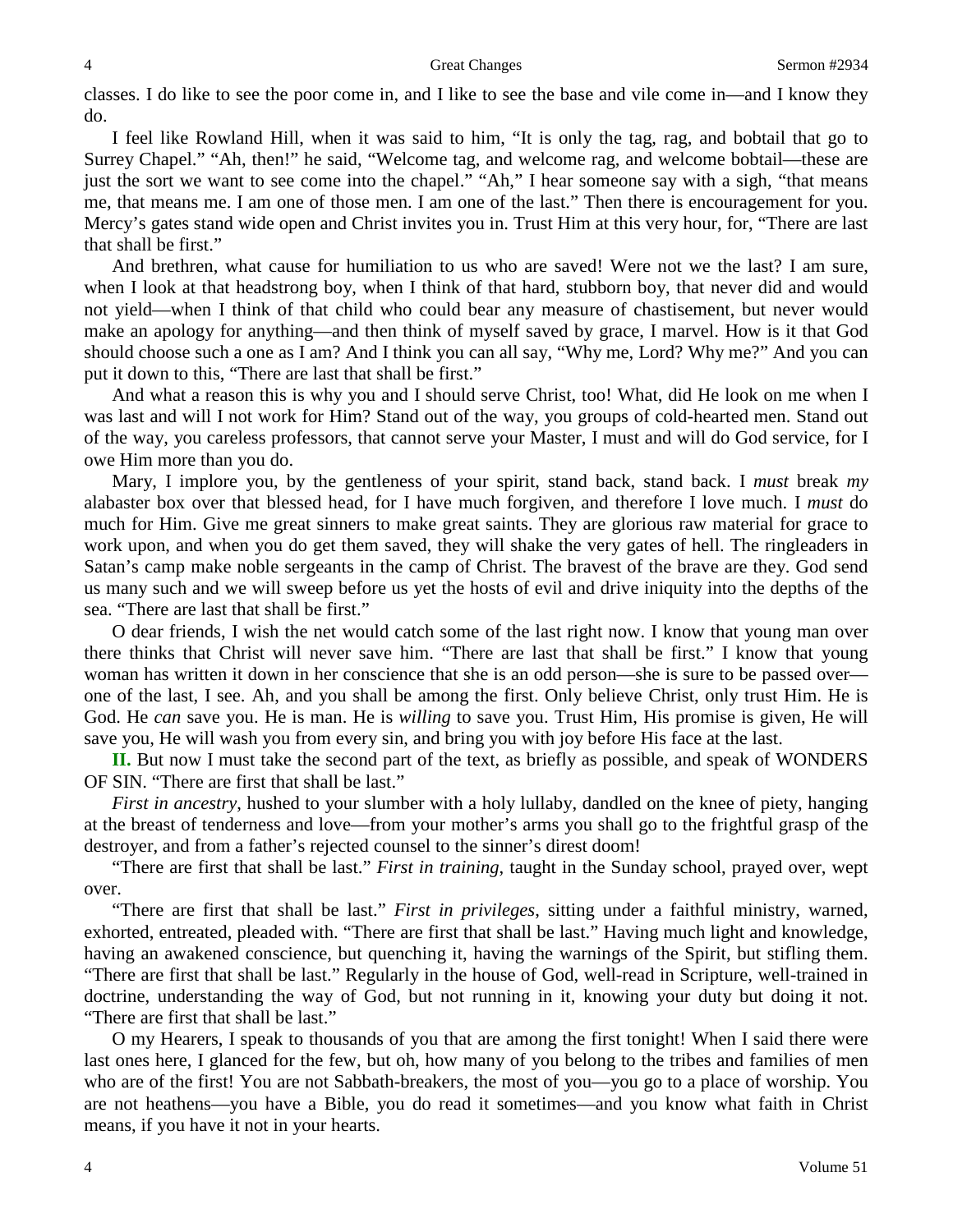classes. I do like to see the poor come in, and I like to see the base and vile come in—and I know they do.

I feel like Rowland Hill, when it was said to him, "It is only the tag, rag, and bobtail that go to Surrey Chapel." "Ah, then!" he said, "Welcome tag, and welcome rag, and welcome bobtail—these are just the sort we want to see come into the chapel." "Ah," I hear someone say with a sigh, "that means me, that means me. I am one of those men. I am one of the last." Then there is encouragement for you. Mercy's gates stand wide open and Christ invites you in. Trust Him at this very hour, for, "There are last that shall be first."

And brethren, what cause for humiliation to us who are saved! Were not we the last? I am sure, when I look at that headstrong boy, when I think of that hard, stubborn boy, that never did and would not yield—when I think of that child who could bear any measure of chastisement, but never would make an apology for anything—and then think of myself saved by grace, I marvel. How is it that God should choose such a one as I am? And I think you can all say, "Why me, Lord? Why me?" And you can put it down to this, "There are last that shall be first."

And what a reason this is why you and I should serve Christ, too! What, did He look on me when I was last and will I not work for Him? Stand out of the way, you groups of cold-hearted men. Stand out of the way, you careless professors, that cannot serve your Master, I must and will do God service, for I owe Him more than you do.

Mary, I implore you, by the gentleness of your spirit, stand back, stand back. I *must* break *my* alabaster box over that blessed head, for I have much forgiven, and therefore I love much. I *must* do much for Him. Give me great sinners to make great saints. They are glorious raw material for grace to work upon, and when you do get them saved, they will shake the very gates of hell. The ringleaders in Satan's camp make noble sergeants in the camp of Christ. The bravest of the brave are they. God send us many such and we will sweep before us yet the hosts of evil and drive iniquity into the depths of the sea. "There are last that shall be first."

O dear friends, I wish the net would catch some of the last right now. I know that young man over there thinks that Christ will never save him. "There are last that shall be first." I know that young woman has written it down in her conscience that she is an odd person—she is sure to be passed over—one of the last, I see. Ah, and you shall be among the first. Only believe Christ, only trust Him. He is God. He *can* save you. He is man. He is *willing* to save you. Trust Him, His promise is given, He will save you, He will wash you from every sin, and bring you with joy before His face at the last.

**II.** But now I must take the second part of the text, as briefly as possible, and speak of WONDERS OF SIN. "There are first that shall be last."

*First in ancestry*, hushed to your slumber with a holy lullaby, dandled on the knee of piety, hanging at the breast of tenderness and love—from your mother's arms you shall go to the frightful grasp of the destroyer, and from a father's rejected counsel to the sinner's direst doom!

"There are first that shall be last." *First in training*, taught in the Sunday school, prayed over, wept over.

"There are first that shall be last." *First in privileges*, sitting under a faithful ministry, warned, exhorted, entreated, pleaded with. "There are first that shall be last." Having much light and knowledge, having an awakened conscience, but quenching it, having the warnings of the Spirit, but stifling them. "There are first that shall be last." Regularly in the house of God, well-read in Scripture, well-trained in doctrine, understanding the way of God, but not running in it, knowing your duty but doing it not. "There are first that shall be last."

O my Hearers, I speak to thousands of you that are among the first tonight! When I said there were last ones here, I glanced for the few, but oh, how many of you belong to the tribes and families of men who are of the first! You are not Sabbath-breakers, the most of you—you go to a place of worship. You are not heathens—you have a Bible, you do read it sometimes—and you know what faith in Christ means, if you have it not in your hearts.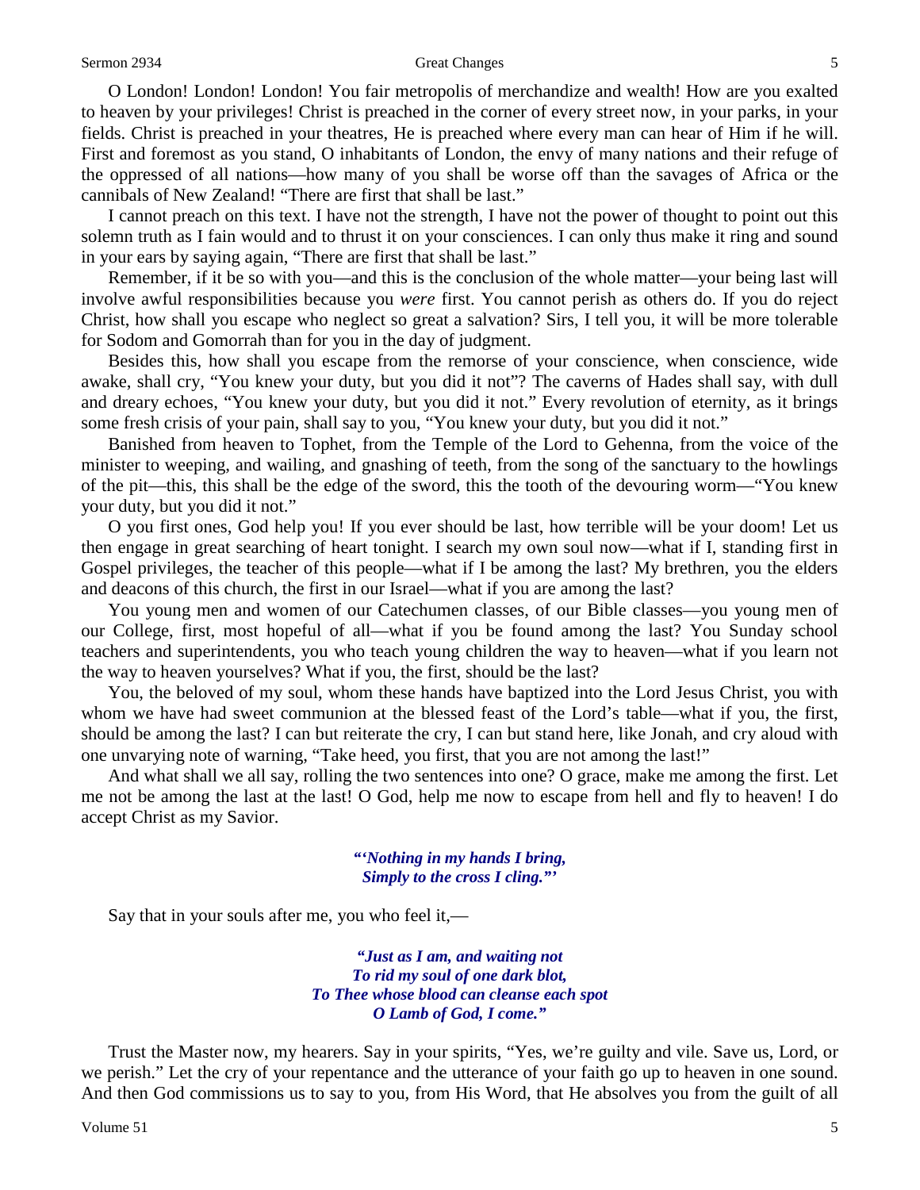O London! London! London! You fair metropolis of merchandize and wealth! How are you exalted to heaven by your privileges! Christ is preached in the corner of every street now, in your parks, in your fields. Christ is preached in your theatres, He is preached where every man can hear of Him if he will. First and foremost as you stand, O inhabitants of London, the envy of many nations and their refuge of the oppressed of all nations—how many of you shall be worse off than the savages of Africa or the cannibals of New Zealand! "There are first that shall be last."

I cannot preach on this text. I have not the strength, I have not the power of thought to point out this solemn truth as I fain would and to thrust it on your consciences. I can only thus make it ring and sound in your ears by saying again, "There are first that shall be last."

Remember, if it be so with you—and this is the conclusion of the whole matter—your being last will involve awful responsibilities because you *were* first. You cannot perish as others do. If you do reject Christ, how shall you escape who neglect so great a salvation? Sirs, I tell you, it will be more tolerable for Sodom and Gomorrah than for you in the day of judgment.

Besides this, how shall you escape from the remorse of your conscience, when conscience, wide awake, shall cry, "You knew your duty, but you did it not"? The caverns of Hades shall say, with dull and dreary echoes, "You knew your duty, but you did it not." Every revolution of eternity, as it brings some fresh crisis of your pain, shall say to you, "You knew your duty, but you did it not."

Banished from heaven to Tophet, from the Temple of the Lord to Gehenna, from the voice of the minister to weeping, and wailing, and gnashing of teeth, from the song of the sanctuary to the howlings of the pit—this, this shall be the edge of the sword, this the tooth of the devouring worm—"You knew your duty, but you did it not."

O you first ones, God help you! If you ever should be last, how terrible will be your doom! Let us then engage in great searching of heart tonight. I search my own soul now—what if I, standing first in Gospel privileges, the teacher of this people—what if I be among the last? My brethren, you the elders and deacons of this church, the first in our Israel—what if you are among the last?

You young men and women of our Catechumen classes, of our Bible classes—you young men of our College, first, most hopeful of all—what if you be found among the last? You Sunday school teachers and superintendents, you who teach young children the way to heaven—what if you learn not the way to heaven yourselves? What if you, the first, should be the last?

You, the beloved of my soul, whom these hands have baptized into the Lord Jesus Christ, you with whom we have had sweet communion at the blessed feast of the Lord's table—what if you, the first, should be among the last? I can but reiterate the cry, I can but stand here, like Jonah, and cry aloud with one unvarying note of warning, "Take heed, you first, that you are not among the last!"

And what shall we all say, rolling the two sentences into one? O grace, make me among the first. Let me not be among the last at the last! O God, help me now to escape from hell and fly to heaven! I do accept Christ as my Savior.

> ***"'Nothing in my hands I bring,***
> ***Simply to the cross I cling.'"***

Say that in your souls after me, you who feel it,—

> ***"Just as I am, and waiting not***
> ***To rid my soul of one dark blot,***
> ***To Thee whose blood can cleanse each spot***
> ***O Lamb of God, I come."***

Trust the Master now, my hearers. Say in your spirits, "Yes, we're guilty and vile. Save us, Lord, or we perish." Let the cry of your repentance and the utterance of your faith go up to heaven in one sound. And then God commissions us to say to you, from His Word, that He absolves you from the guilt of all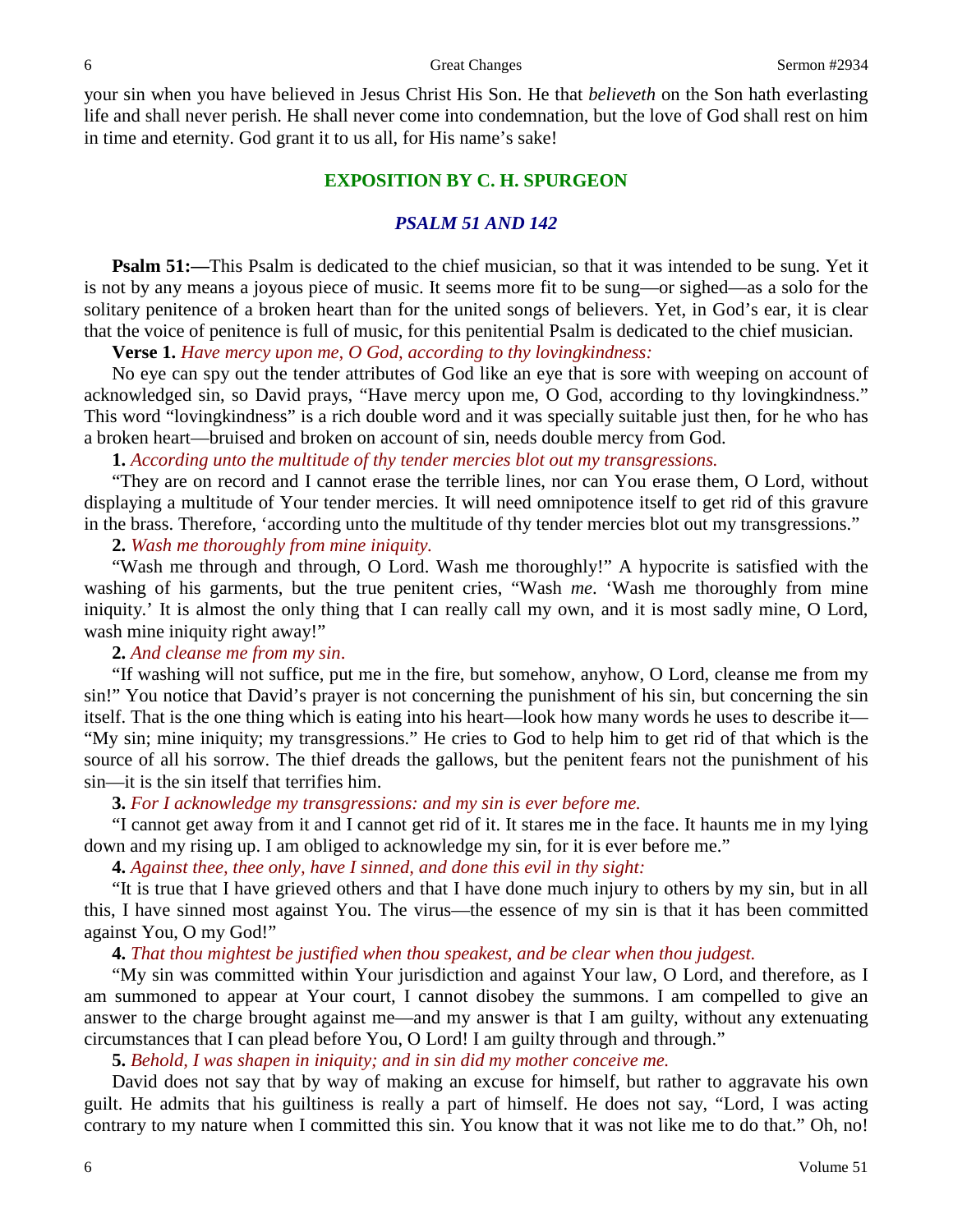your sin when you have believed in Jesus Christ His Son. He that *believeth* on the Son hath everlasting life and shall never perish. He shall never come into condemnation, but the love of God shall rest on him in time and eternity. God grant it to us all, for His name's sake!

## EXPOSITION BY C. H. SPURGEON

### *PSALM 51 AND 142*

**Psalm 51:—**This Psalm is dedicated to the chief musician, so that it was intended to be sung. Yet it is not by any means a joyous piece of music. It seems more fit to be sung—or sighed—as a solo for the solitary penitence of a broken heart than for the united songs of believers. Yet, in God's ear, it is clear that the voice of penitence is full of music, for this penitential Psalm is dedicated to the chief musician.

**Verse 1.** *Have mercy upon me, O God, according to thy lovingkindness:*

No eye can spy out the tender attributes of God like an eye that is sore with weeping on account of acknowledged sin, so David prays, "Have mercy upon me, O God, according to thy lovingkindness." This word "lovingkindness" is a rich double word and it was specially suitable just then, for he who has a broken heart—bruised and broken on account of sin, needs double mercy from God.

**1.** *According unto the multitude of thy tender mercies blot out my transgressions.*

"They are on record and I cannot erase the terrible lines, nor can You erase them, O Lord, without displaying a multitude of Your tender mercies. It will need omnipotence itself to get rid of this gravure in the brass. Therefore, 'according unto the multitude of thy tender mercies blot out my transgressions."

**2.** *Wash me thoroughly from mine iniquity.*

"Wash me through and through, O Lord. Wash me thoroughly!" A hypocrite is satisfied with the washing of his garments, but the true penitent cries, "Wash *me*. 'Wash me thoroughly from mine iniquity.' It is almost the only thing that I can really call my own, and it is most sadly mine, O Lord, wash mine iniquity right away!"

**2.** *And cleanse me from my sin.*

"If washing will not suffice, put me in the fire, but somehow, anyhow, O Lord, cleanse me from my sin!" You notice that David's prayer is not concerning the punishment of his sin, but concerning the sin itself. That is the one thing which is eating into his heart—look how many words he uses to describe it—"My sin; mine iniquity; my transgressions." He cries to God to help him to get rid of that which is the source of all his sorrow. The thief dreads the gallows, but the penitent fears not the punishment of his sin—it is the sin itself that terrifies him.

**3.** *For I acknowledge my transgressions: and my sin is ever before me.*

"I cannot get away from it and I cannot get rid of it. It stares me in the face. It haunts me in my lying down and my rising up. I am obliged to acknowledge my sin, for it is ever before me."

**4.** *Against thee, thee only, have I sinned, and done this evil in thy sight:*

"It is true that I have grieved others and that I have done much injury to others by my sin, but in all this, I have sinned most against You. The virus—the essence of my sin is that it has been committed against You, O my God!"

**4.** *That thou mightest be justified when thou speakest, and be clear when thou judgest.*

"My sin was committed within Your jurisdiction and against Your law, O Lord, and therefore, as I am summoned to appear at Your court, I cannot disobey the summons. I am compelled to give an answer to the charge brought against me—and my answer is that I am guilty, without any extenuating circumstances that I can plead before You, O Lord! I am guilty through and through."

**5.** *Behold, I was shapen in iniquity; and in sin did my mother conceive me.*

David does not say that by way of making an excuse for himself, but rather to aggravate his own guilt. He admits that his guiltiness is really a part of himself. He does not say, "Lord, I was acting contrary to my nature when I committed this sin. You know that it was not like me to do that." Oh, no!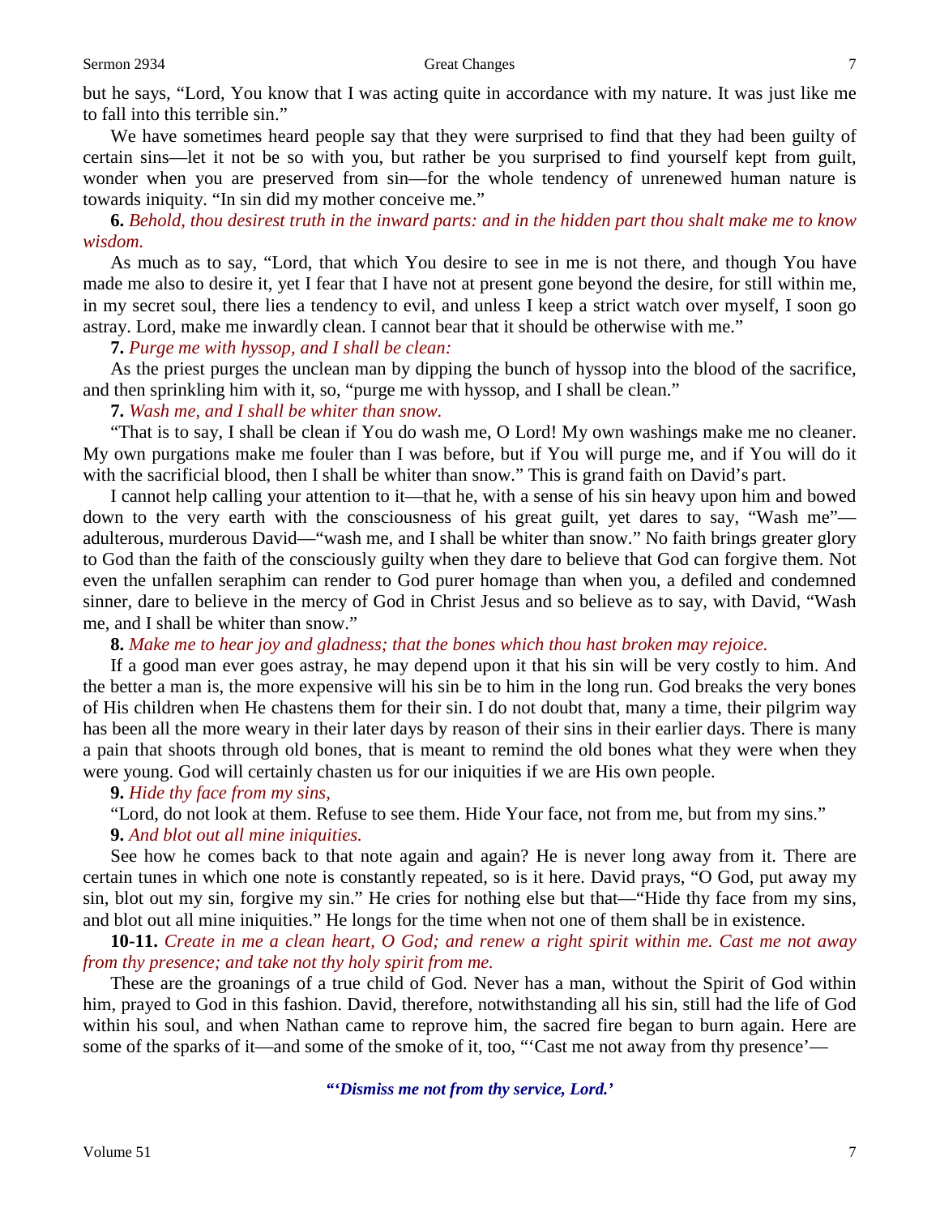but he says, "Lord, You know that I was acting quite in accordance with my nature. It was just like me to fall into this terrible sin."

We have sometimes heard people say that they were surprised to find that they had been guilty of certain sins—let it not be so with you, but rather be you surprised to find yourself kept from guilt, wonder when you are preserved from sin—for the whole tendency of unrenewed human nature is towards iniquity. "In sin did my mother conceive me."

**6.** *Behold, thou desirest truth in the inward parts: and in the hidden part thou shalt make me to know wisdom.*

As much as to say, "Lord, that which You desire to see in me is not there, and though You have made me also to desire it, yet I fear that I have not at present gone beyond the desire, for still within me, in my secret soul, there lies a tendency to evil, and unless I keep a strict watch over myself, I soon go astray. Lord, make me inwardly clean. I cannot bear that it should be otherwise with me."

**7.** *Purge me with hyssop, and I shall be clean:*

As the priest purges the unclean man by dipping the bunch of hyssop into the blood of the sacrifice, and then sprinkling him with it, so, "purge me with hyssop, and I shall be clean."

**7.** *Wash me, and I shall be whiter than snow.*

"That is to say, I shall be clean if You do wash me, O Lord! My own washings make me no cleaner. My own purgations make me fouler than I was before, but if You will purge me, and if You will do it with the sacrificial blood, then I shall be whiter than snow." This is grand faith on David's part.

I cannot help calling your attention to it—that he, with a sense of his sin heavy upon him and bowed down to the very earth with the consciousness of his great guilt, yet dares to say, "Wash me"—adulterous, murderous David—"wash me, and I shall be whiter than snow." No faith brings greater glory to God than the faith of the consciously guilty when they dare to believe that God can forgive them. Not even the unfallen seraphim can render to God purer homage than when you, a defiled and condemned sinner, dare to believe in the mercy of God in Christ Jesus and so believe as to say, with David, "Wash me, and I shall be whiter than snow."

**8.** *Make me to hear joy and gladness; that the bones which thou hast broken may rejoice.*

If a good man ever goes astray, he may depend upon it that his sin will be very costly to him. And the better a man is, the more expensive will his sin be to him in the long run. God breaks the very bones of His children when He chastens them for their sin. I do not doubt that, many a time, their pilgrim way has been all the more weary in their later days by reason of their sins in their earlier days. There is many a pain that shoots through old bones, that is meant to remind the old bones what they were when they were young. God will certainly chasten us for our iniquities if we are His own people.

**9.** *Hide thy face from my sins,*

"Lord, do not look at them. Refuse to see them. Hide Your face, not from me, but from my sins."

**9.** *And blot out all mine iniquities.*

See how he comes back to that note again and again? He is never long away from it. There are certain tunes in which one note is constantly repeated, so is it here. David prays, "O God, put away my sin, blot out my sin, forgive my sin." He cries for nothing else but that—"Hide thy face from my sins, and blot out all mine iniquities." He longs for the time when not one of them shall be in existence.

**10-11.** *Create in me a clean heart, O God; and renew a right spirit within me. Cast me not away from thy presence; and take not thy holy spirit from me.*

These are the groanings of a true child of God. Never has a man, without the Spirit of God within him, prayed to God in this fashion. David, therefore, notwithstanding all his sin, still had the life of God within his soul, and when Nathan came to reprove him, the sacred fire began to burn again. Here are some of the sparks of it—and some of the smoke of it, too, "'Cast me not away from thy presence'—

***"'Dismiss me not from thy service, Lord.'***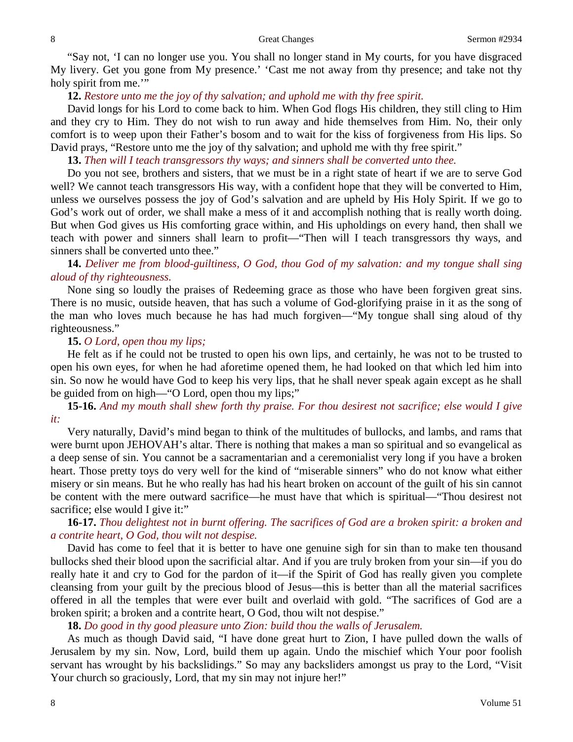"Say not, 'I can no longer use you. You shall no longer stand in My courts, for you have disgraced My livery. Get you gone from My presence.' 'Cast me not away from thy presence; and take not thy holy spirit from me.'"

**12.** *Restore unto me the joy of thy salvation; and uphold me with thy free spirit.*

David longs for his Lord to come back to him. When God flogs His children, they still cling to Him and they cry to Him. They do not wish to run away and hide themselves from Him. No, their only comfort is to weep upon their Father's bosom and to wait for the kiss of forgiveness from His lips. So David prays, "Restore unto me the joy of thy salvation; and uphold me with thy free spirit."

**13.** *Then will I teach transgressors thy ways; and sinners shall be converted unto thee.*

Do you not see, brothers and sisters, that we must be in a right state of heart if we are to serve God well? We cannot teach transgressors His way, with a confident hope that they will be converted to Him, unless we ourselves possess the joy of God's salvation and are upheld by His Holy Spirit. If we go to God's work out of order, we shall make a mess of it and accomplish nothing that is really worth doing. But when God gives us His comforting grace within, and His upholdings on every hand, then shall we teach with power and sinners shall learn to profit—"Then will I teach transgressors thy ways, and sinners shall be converted unto thee."

**14.** *Deliver me from blood-guiltiness, O God, thou God of my salvation: and my tongue shall sing aloud of thy righteousness.*

None sing so loudly the praises of Redeeming grace as those who have been forgiven great sins. There is no music, outside heaven, that has such a volume of God-glorifying praise in it as the song of the man who loves much because he has had much forgiven—"My tongue shall sing aloud of thy righteousness."

**15.** *O Lord, open thou my lips;*

He felt as if he could not be trusted to open his own lips, and certainly, he was not to be trusted to open his own eyes, for when he had aforetime opened them, he had looked on that which led him into sin. So now he would have God to keep his very lips, that he shall never speak again except as he shall be guided from on high—"O Lord, open thou my lips;"

**15-16.** *And my mouth shall shew forth thy praise. For thou desirest not sacrifice; else would I give it:*

Very naturally, David's mind began to think of the multitudes of bullocks, and lambs, and rams that were burnt upon JEHOVAH's altar. There is nothing that makes a man so spiritual and so evangelical as a deep sense of sin. You cannot be a sacramentarian and a ceremonialist very long if you have a broken heart. Those pretty toys do very well for the kind of "miserable sinners" who do not know what either misery or sin means. But he who really has had his heart broken on account of the guilt of his sin cannot be content with the mere outward sacrifice—he must have that which is spiritual—"Thou desirest not sacrifice; else would I give it:"

**16-17.** *Thou delightest not in burnt offering. The sacrifices of God are a broken spirit: a broken and a contrite heart, O God, thou wilt not despise.*

David has come to feel that it is better to have one genuine sigh for sin than to make ten thousand bullocks shed their blood upon the sacrificial altar. And if you are truly broken from your sin—if you do really hate it and cry to God for the pardon of it—if the Spirit of God has really given you complete cleansing from your guilt by the precious blood of Jesus—this is better than all the material sacrifices offered in all the temples that were ever built and overlaid with gold. "The sacrifices of God are a broken spirit; a broken and a contrite heart, O God, thou wilt not despise."

**18.** *Do good in thy good pleasure unto Zion: build thou the walls of Jerusalem.*

As much as though David said, "I have done great hurt to Zion, I have pulled down the walls of Jerusalem by my sin. Now, Lord, build them up again. Undo the mischief which Your poor foolish servant has wrought by his backslidings." So may any backsliders amongst us pray to the Lord, "Visit Your church so graciously, Lord, that my sin may not injure her!"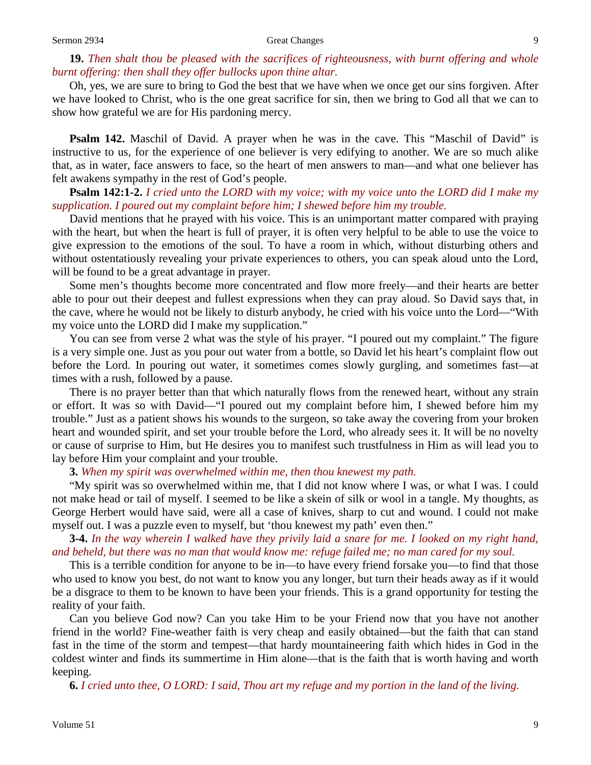**19.** *Then shalt thou be pleased with the sacrifices of righteousness, with burnt offering and whole burnt offering: then shall they offer bullocks upon thine altar.*

Oh, yes, we are sure to bring to God the best that we have when we once get our sins forgiven. After we have looked to Christ, who is the one great sacrifice for sin, then we bring to God all that we can to show how grateful we are for His pardoning mercy.

**Psalm 142.** Maschil of David. A prayer when he was in the cave. This "Maschil of David" is instructive to us, for the experience of one believer is very edifying to another. We are so much alike that, as in water, face answers to face, so the heart of men answers to man—and what one believer has felt awakens sympathy in the rest of God's people.

**Psalm 142:1-2.** *I cried unto the LORD with my voice; with my voice unto the LORD did I make my supplication. I poured out my complaint before him; I shewed before him my trouble.*

David mentions that he prayed with his voice. This is an unimportant matter compared with praying with the heart, but when the heart is full of prayer, it is often very helpful to be able to use the voice to give expression to the emotions of the soul. To have a room in which, without disturbing others and without ostentatiously revealing your private experiences to others, you can speak aloud unto the Lord, will be found to be a great advantage in prayer.

Some men's thoughts become more concentrated and flow more freely—and their hearts are better able to pour out their deepest and fullest expressions when they can pray aloud. So David says that, in the cave, where he would not be likely to disturb anybody, he cried with his voice unto the Lord—"With my voice unto the LORD did I make my supplication."

You can see from verse 2 what was the style of his prayer. "I poured out my complaint." The figure is a very simple one. Just as you pour out water from a bottle, so David let his heart's complaint flow out before the Lord. In pouring out water, it sometimes comes slowly gurgling, and sometimes fast—at times with a rush, followed by a pause.

There is no prayer better than that which naturally flows from the renewed heart, without any strain or effort. It was so with David—"I poured out my complaint before him, I shewed before him my trouble." Just as a patient shows his wounds to the surgeon, so take away the covering from your broken heart and wounded spirit, and set your trouble before the Lord, who already sees it. It will be no novelty or cause of surprise to Him, but He desires you to manifest such trustfulness in Him as will lead you to lay before Him your complaint and your trouble.

**3.** *When my spirit was overwhelmed within me, then thou knewest my path.*

"My spirit was so overwhelmed within me, that I did not know where I was, or what I was. I could not make head or tail of myself. I seemed to be like a skein of silk or wool in a tangle. My thoughts, as George Herbert would have said, were all a case of knives, sharp to cut and wound. I could not make myself out. I was a puzzle even to myself, but 'thou knewest my path' even then."

**3-4.** *In the way wherein I walked have they privily laid a snare for me. I looked on my right hand, and beheld, but there was no man that would know me: refuge failed me; no man cared for my soul.*

This is a terrible condition for anyone to be in—to have every friend forsake you—to find that those who used to know you best, do not want to know you any longer, but turn their heads away as if it would be a disgrace to them to be known to have been your friends. This is a grand opportunity for testing the reality of your faith.

Can you believe God now? Can you take Him to be your Friend now that you have not another friend in the world? Fine-weather faith is very cheap and easily obtained—but the faith that can stand fast in the time of the storm and tempest—that hardy mountaineering faith which hides in God in the coldest winter and finds its summertime in Him alone—that is the faith that is worth having and worth keeping.

**6.** *I cried unto thee, O LORD: I said, Thou art my refuge and my portion in the land of the living.*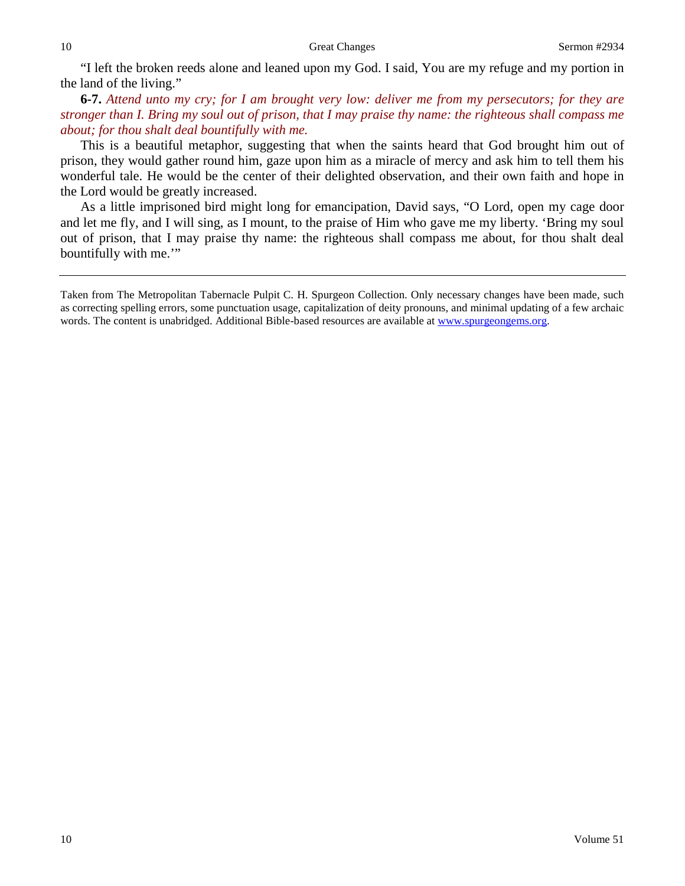"I left the broken reeds alone and leaned upon my God. I said, You are my refuge and my portion in the land of the living."

**6-7.** *Attend unto my cry; for I am brought very low: deliver me from my persecutors; for they are stronger than I. Bring my soul out of prison, that I may praise thy name: the righteous shall compass me about; for thou shalt deal bountifully with me.*

This is a beautiful metaphor, suggesting that when the saints heard that God brought him out of prison, they would gather round him, gaze upon him as a miracle of mercy and ask him to tell them his wonderful tale. He would be the center of their delighted observation, and their own faith and hope in the Lord would be greatly increased.

As a little imprisoned bird might long for emancipation, David says, "O Lord, open my cage door and let me fly, and I will sing, as I mount, to the praise of Him who gave me my liberty. 'Bring my soul out of prison, that I may praise thy name: the righteous shall compass me about, for thou shalt deal bountifully with me.'"

---

Taken from The Metropolitan Tabernacle Pulpit C. H. Spurgeon Collection. Only necessary changes have been made, such as correcting spelling errors, some punctuation usage, capitalization of deity pronouns, and minimal updating of a few archaic words. The content is unabridged. Additional Bible-based resources are available at www.spurgeongems.org.